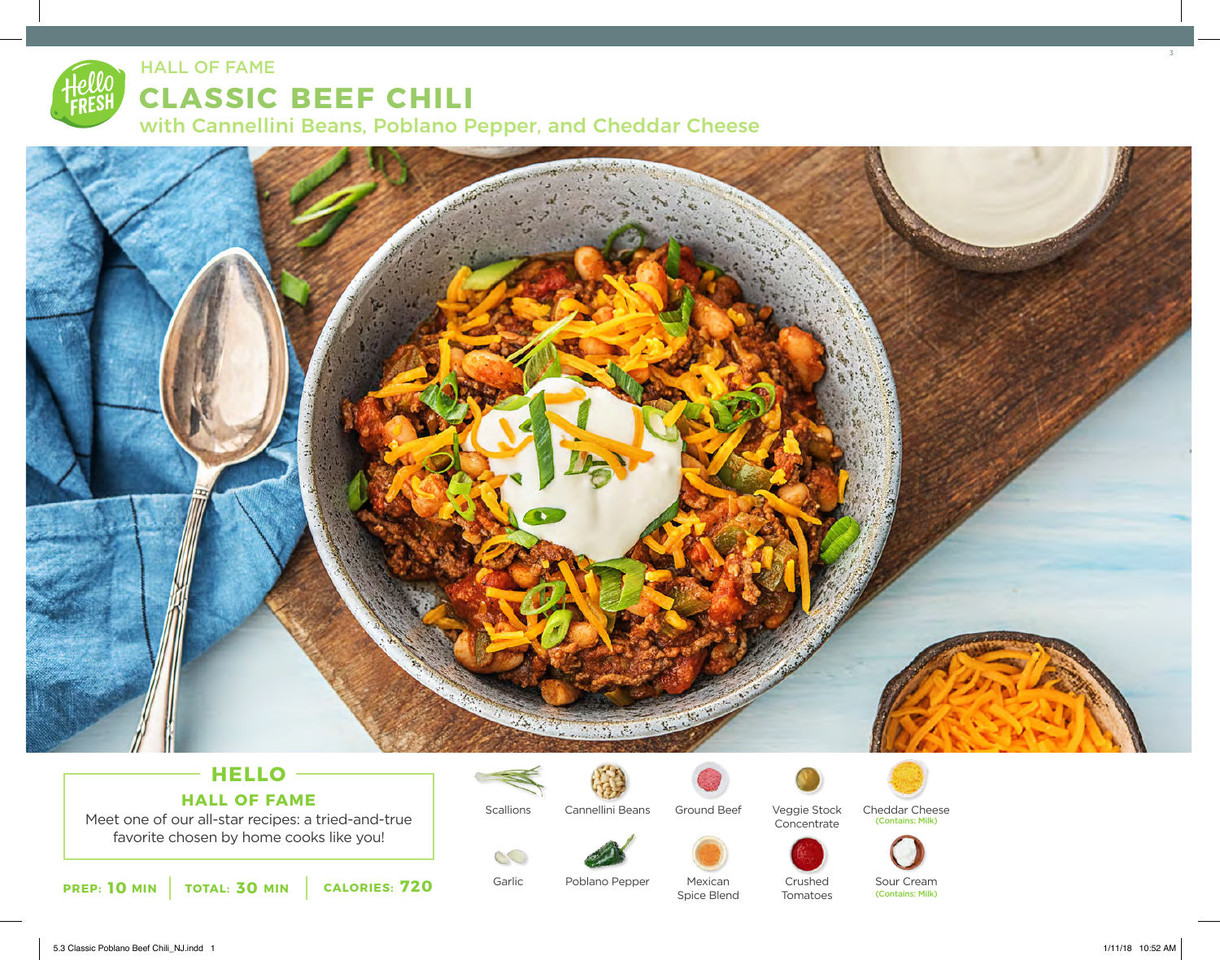HALL OF FAME

# CLASSIC BEEF CHILI

## with Cannellini Beans, Poblano Pepper, and Cheddar Cheese

### HELLO

### HALL OF FAME

Meet one of our all-star recipes: a tried-and-true favorite chosen by home cooks like you!

**PREP: 10 MIN** | **TOTAL: 30 MIN** | **CALORIES: 720**

- Scallions
- Cannellini Beans
- Ground Beef
- Veggie Stock Concentrate
- Cheddar Cheese (Contains: Milk)
- Garlic
- Poblano Pepper
- Mexican Spice Blend
- Crushed Tomatoes
- Sour Cream (Contains: Milk)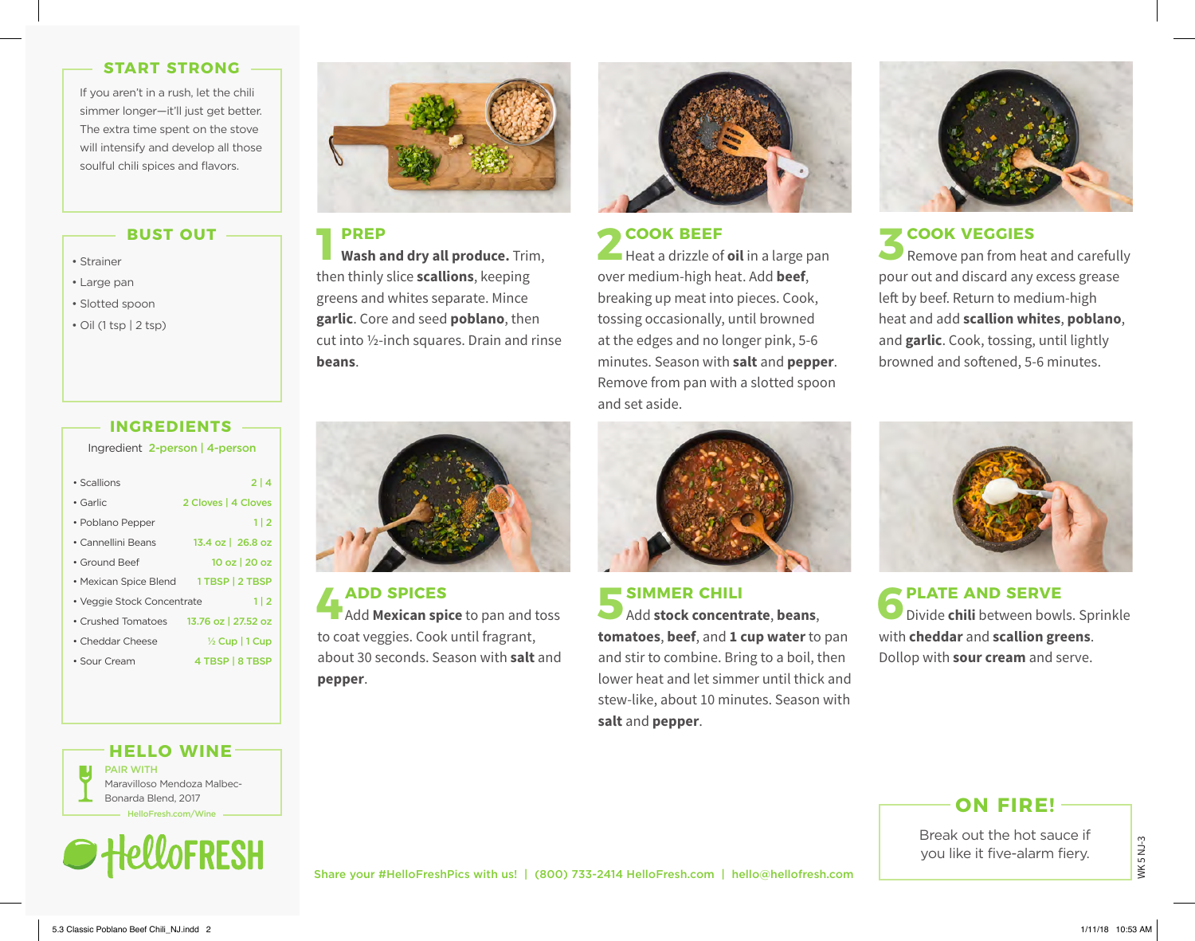## START STRONG

If you aren't in a rush, let the chili simmer longer—it'll just get better. The extra time spent on the stove will intensify and develop all those soulful chili spices and flavors.

## BUST OUT

- Strainer
- Large pan
- Slotted spoon
- Oil (1 tsp | 2 tsp)

## INGREDIENTS

| Ingredient | 2-person \| 4-person |
|---|---|
| Scallions | 2 \| 4 |
| Garlic | 2 Cloves \| 4 Cloves |
| Poblano Pepper | 1 \| 2 |
| Cannellini Beans | 13.4 oz \| 26.8 oz |
| Ground Beef | 10 oz \| 20 oz |
| Mexican Spice Blend | 1 TBSP \| 2 TBSP |
| Veggie Stock Concentrate | 1 \| 2 |
| Crushed Tomatoes | 13.76 oz \| 27.52 oz |
| Cheddar Cheese | ½ Cup \| 1 Cup |
| Sour Cream | 4 TBSP \| 8 TBSP |

## HELLO WINE

PAIR WITH
Maravilloso Mendoza Malbec-Bonarda Blend, 2017

HelloFresh.com/Wine

HelloFRESH

## 1 PREP

**Wash and dry all produce.** Trim, then thinly slice **scallions**, keeping greens and whites separate. Mince **garlic**. Core and seed **poblano**, then cut into ½-inch squares. Drain and rinse **beans**.

## 2 COOK BEEF

Heat a drizzle of **oil** in a large pan over medium-high heat. Add **beef**, breaking up meat into pieces. Cook, tossing occasionally, until browned at the edges and no longer pink, 5-6 minutes. Season with **salt** and **pepper**. Remove from pan with a slotted spoon and set aside.

## 3 COOK VEGGIES

Remove pan from heat and carefully pour out and discard any excess grease left by beef. Return to medium-high heat and add **scallion whites**, **poblano**, and **garlic**. Cook, tossing, until lightly browned and softened, 5-6 minutes.

## 4 ADD SPICES

Add **Mexican spice** to pan and toss to coat veggies. Cook until fragrant, about 30 seconds. Season with **salt** and **pepper**.

## 5 SIMMER CHILI

Add **stock concentrate**, **beans**, **tomatoes**, **beef**, and **1 cup water** to pan and stir to combine. Bring to a boil, then lower heat and let simmer until thick and stew-like, about 10 minutes. Season with **salt** and **pepper**.

## 6 PLATE AND SERVE

Divide **chili** between bowls. Sprinkle with **cheddar** and **scallion greens**. Dollop with **sour cream** and serve.

## ON FIRE!

Break out the hot sauce if you like it five-alarm fiery.

Share your #HelloFreshPics with us! | (800) 733-2414 HelloFresh.com | hello@hellofresh.com

WK 5 NJ-3